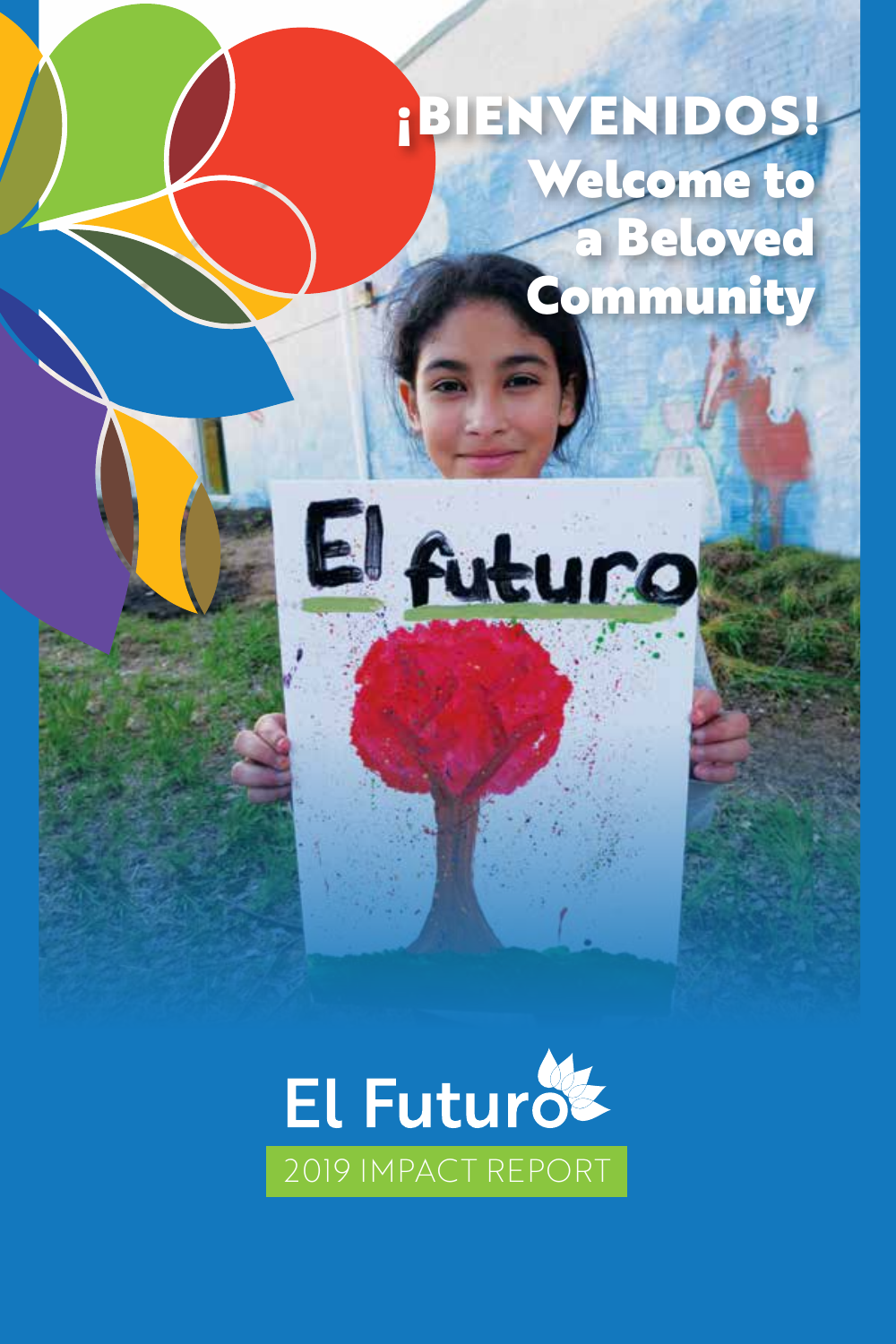# ¡BIENVENIDOS!

## Welcome to a Beloved Community

El Futuro

2019 IMPACT REPORT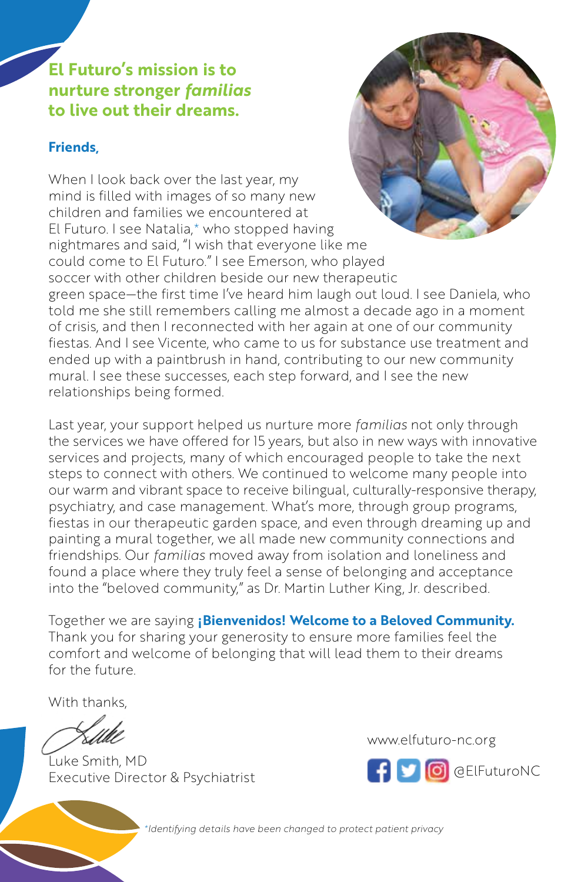## El Futuro's mission is to nurture stronger *familias* to live out their dreams.

**Friends,**

When I look back over the last year, my mind is filled with images of so many new children and families we encountered at El Futuro. I see Natalia,* who stopped having nightmares and said, "I wish that everyone like me could come to El Futuro." I see Emerson, who played soccer with other children beside our new therapeutic green space—the first time I've heard him laugh out loud. I see Daniela, who told me she still remembers calling me almost a decade ago in a moment of crisis, and then I reconnected with her again at one of our community fiestas. And I see Vicente, who came to us for substance use treatment and ended up with a paintbrush in hand, contributing to our new community mural. I see these successes, each step forward, and I see the new relationships being formed.

Last year, your support helped us nurture more *familias* not only through the services we have offered for 15 years, but also in new ways with innovative services and projects, many of which encouraged people to take the next steps to connect with others. We continued to welcome many people into our warm and vibrant space to receive bilingual, culturally-responsive therapy, psychiatry, and case management. What's more, through group programs, fiestas in our therapeutic garden space, and even through dreaming up and painting a mural together, we all made new community connections and friendships. Our *familias* moved away from isolation and loneliness and found a place where they truly feel a sense of belonging and acceptance into the "beloved community," as Dr. Martin Luther King, Jr. described.

Together we are saying **¡Bienvenidos! Welcome to a Beloved Community.** Thank you for sharing your generosity to ensure more families feel the comfort and welcome of belonging that will lead them to their dreams for the future.

With thanks,

Luke Smith, MD
Executive Director & Psychiatrist

www.elfuturo-nc.org

@ElFuturoNC

*\*Identifying details have been changed to protect patient privacy*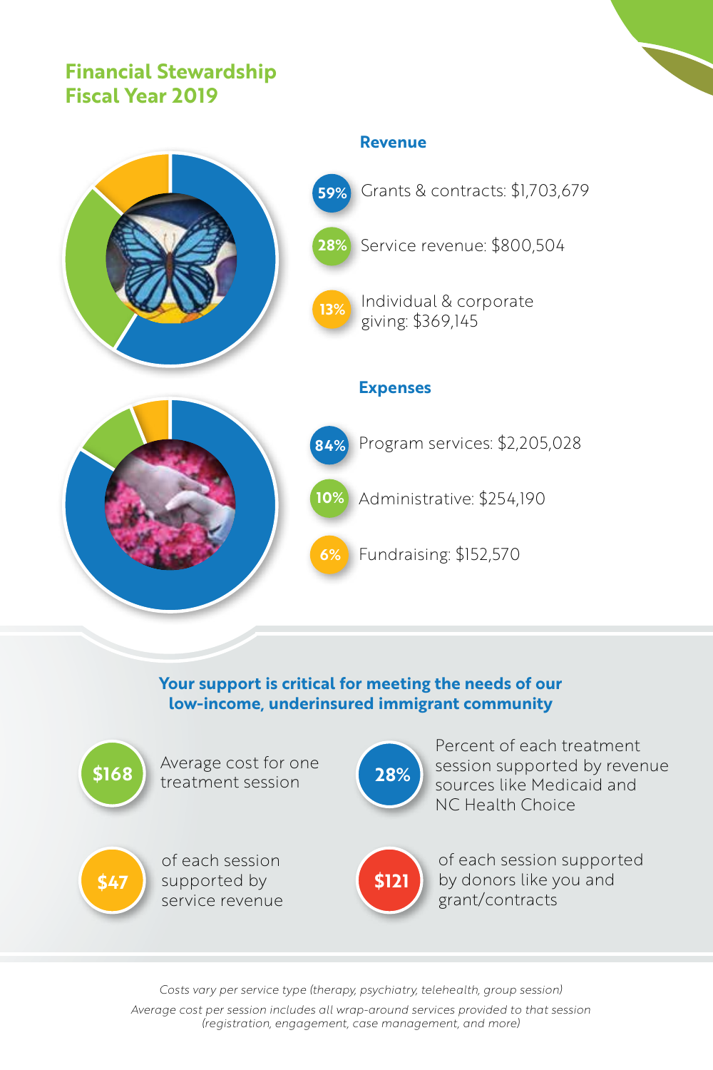## Financial Stewardship
## Fiscal Year 2019

### Revenue

59% Grants & contracts: $1,703,679

28% Service revenue: $800,504

13% Individual & corporate giving: $369,145

### Expenses

84% Program services: $2,205,028

10% Administrative: $254,190

6% Fundraising: $152,570

**Your support is critical for meeting the needs of our low-income, underinsured immigrant community**

**$168** Average cost for one treatment session

**28%** Percent of each treatment session supported by revenue sources like Medicaid and NC Health Choice

**$47** of each session supported by service revenue

**$121** of each session supported by donors like you and grant/contracts

*Costs vary per service type (therapy, psychiatry, telehealth, group session)*

*Average cost per session includes all wrap-around services provided to that session (registration, engagement, case management, and more)*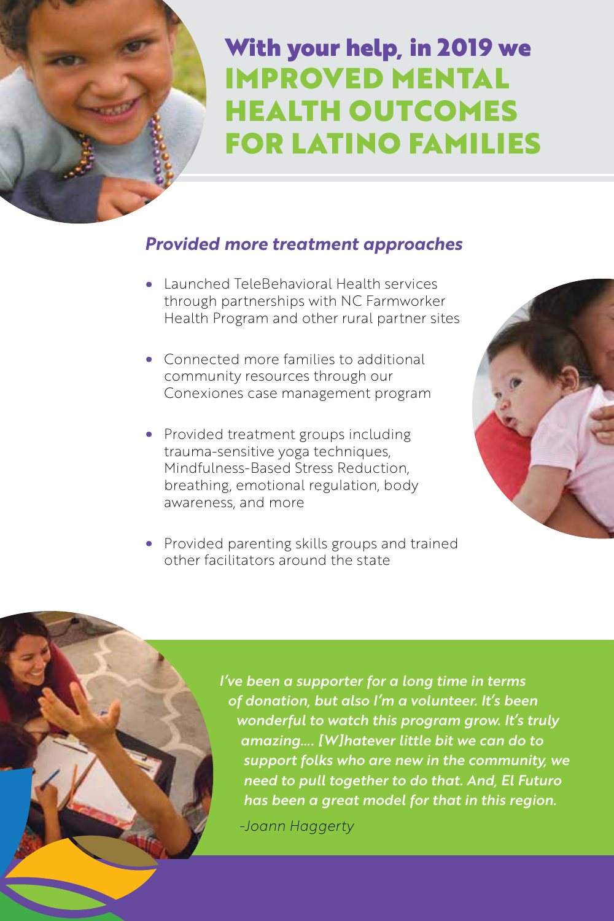# With your help, in 2019 we IMPROVED MENTAL HEALTH OUTCOMES FOR LATINO FAMILIES

### *Provided more treatment approaches*

- Launched TeleBehavioral Health services through partnerships with NC Farmworker Health Program and other rural partner sites
- Connected more families to additional community resources through our Conexiones case management program
- Provided treatment groups including trauma-sensitive yoga techniques, Mindfulness-Based Stress Reduction, breathing, emotional regulation, body awareness, and more
- Provided parenting skills groups and trained other facilitators around the state

***I've been a supporter for a long time in terms of donation, but also I'm a volunteer. It's been wonderful to watch this program grow. It's truly amazing.... [W]hatever little bit we can do to support folks who are new in the community, we need to pull together to do that. And, El Futuro has been a great model for that in this region.***

*-Joann Haggerty*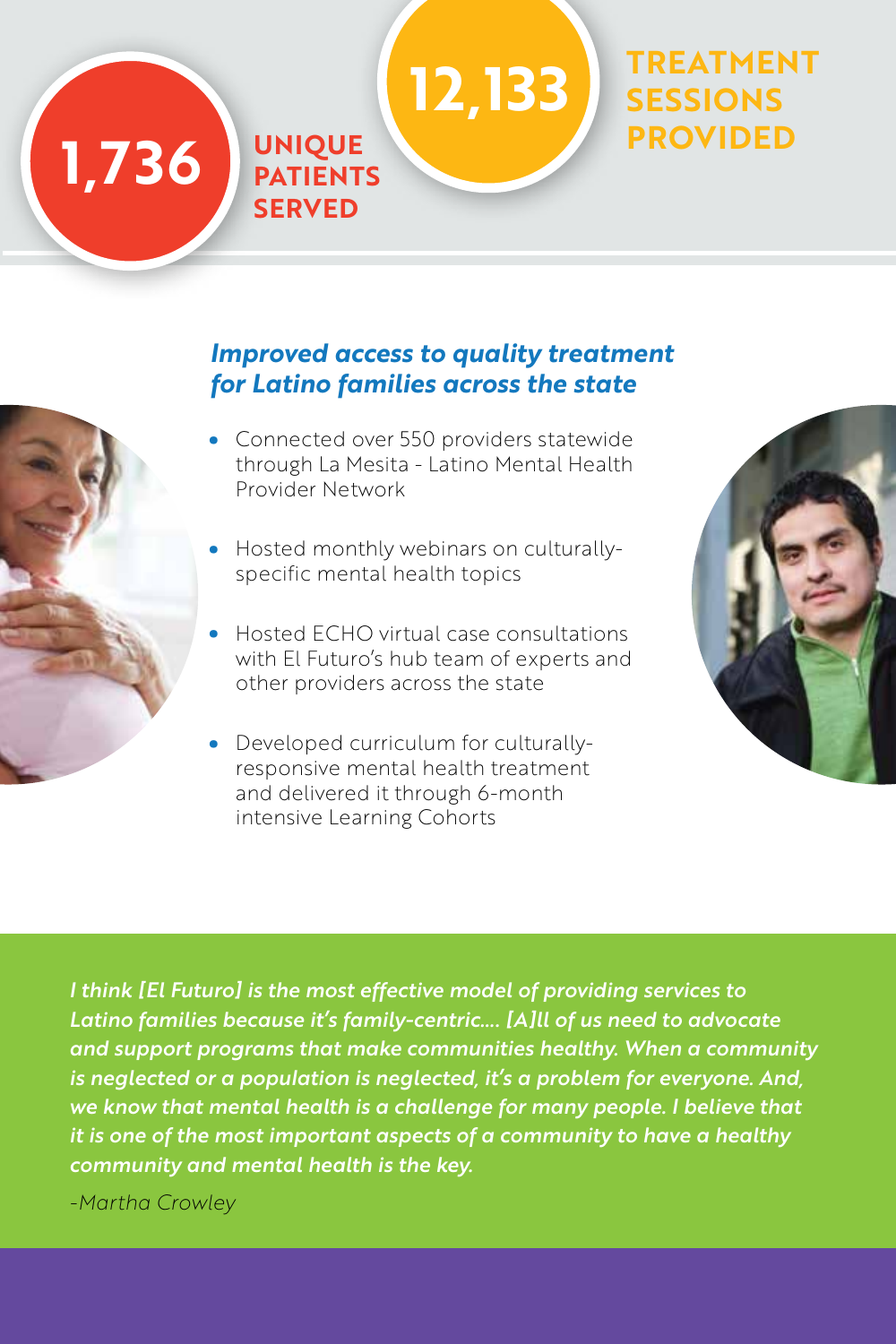**1,736** UNIQUE PATIENTS SERVED

**12,133** TREATMENT SESSIONS PROVIDED

### *Improved access to quality treatment for Latino families across the state*

- Connected over 550 providers statewide through La Mesita - Latino Mental Health Provider Network
- Hosted monthly webinars on culturally-specific mental health topics
- Hosted ECHO virtual case consultations with El Futuro's hub team of experts and other providers across the state
- Developed curriculum for culturally-responsive mental health treatment and delivered it through 6-month intensive Learning Cohorts

***I think [El Futuro] is the most effective model of providing services to Latino families because it's family-centric.... [A]ll of us need to advocate and support programs that make communities healthy. When a community is neglected or a population is neglected, it's a problem for everyone. And, we know that mental health is a challenge for many people. I believe that it is one of the most important aspects of a community to have a healthy community and mental health is the key.***

*-Martha Crowley*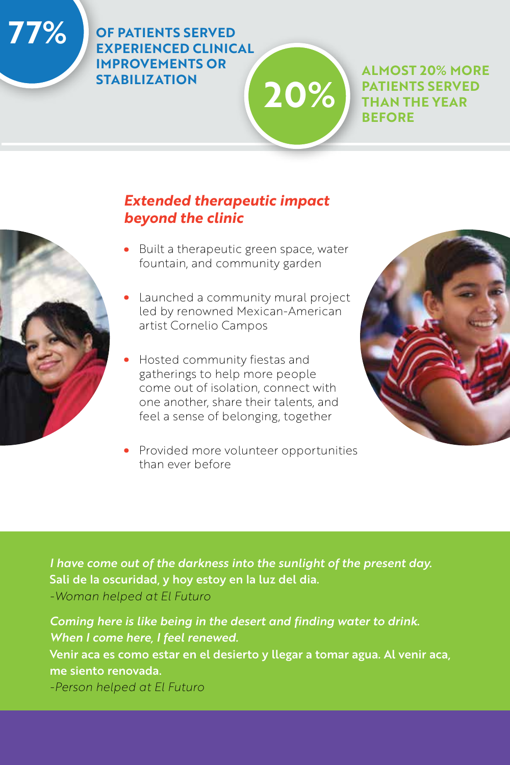**77%** OF PATIENTS SERVED EXPERIENCED CLINICAL IMPROVEMENTS OR STABILIZATION

**20%** ALMOST 20% MORE PATIENTS SERVED THAN THE YEAR BEFORE

### *Extended therapeutic impact beyond the clinic*

- Built a therapeutic green space, water fountain, and community garden
- Launched a community mural project led by renowned Mexican-American artist Cornelio Campos
- Hosted community fiestas and gatherings to help more people come out of isolation, connect with one another, share their talents, and feel a sense of belonging, together
- Provided more volunteer opportunities than ever before

*I have come out of the darkness into the sunlight of the present day.*
**Sali de la oscuridad, y hoy estoy en la luz del dia.**
*-Woman helped at El Futuro*

*Coming here is like being in the desert and finding water to drink. When I come here, I feel renewed.*
**Venir aca es como estar en el desierto y llegar a tomar agua. Al venir aca, me siento renovada.**
*-Person helped at El Futuro*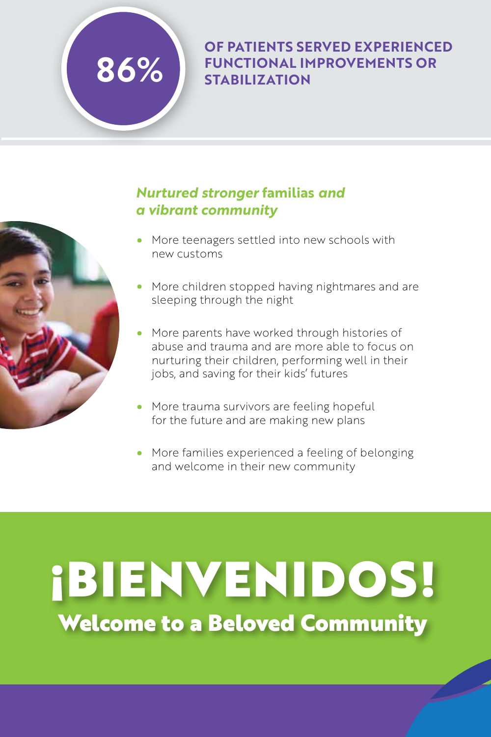**86%**

**OF PATIENTS SERVED EXPERIENCED FUNCTIONAL IMPROVEMENTS OR STABILIZATION**

### *Nurtured stronger* familias *and a vibrant community*

- More teenagers settled into new schools with new customs
- More children stopped having nightmares and are sleeping through the night
- More parents have worked through histories of abuse and trauma and are more able to focus on nurturing their children, performing well in their jobs, and saving for their kids' futures
- More trauma survivors are feeling hopeful for the future and are making new plans
- More families experienced a feeling of belonging and welcome in their new community

# ¡BIENVENIDOS!

## Welcome to a Beloved Community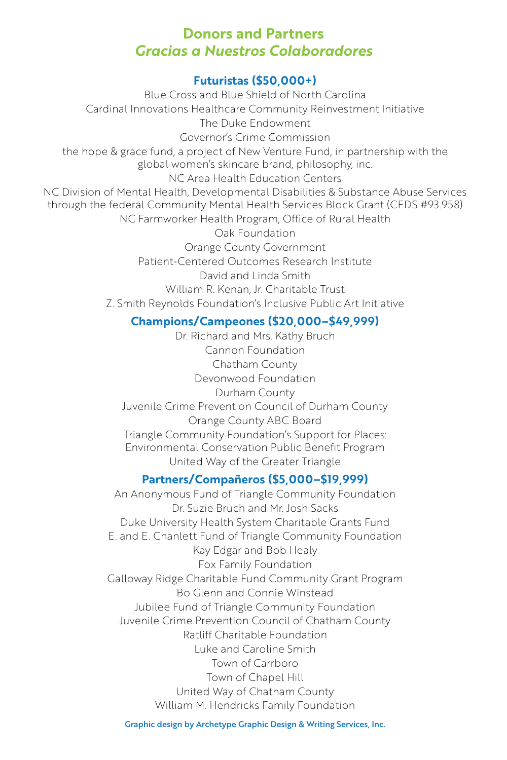## Donors and Partners
## *Gracias a Nuestros Colaboradores*

### Futuristas ($50,000+)

Blue Cross and Blue Shield of North Carolina
Cardinal Innovations Healthcare Community Reinvestment Initiative
The Duke Endowment
Governor's Crime Commission
the hope & grace fund, a project of New Venture Fund, in partnership with the global women's skincare brand, philosophy, inc.
NC Area Health Education Centers
NC Division of Mental Health, Developmental Disabilities & Substance Abuse Services through the federal Community Mental Health Services Block Grant (CFDS #93.958)
NC Farmworker Health Program, Office of Rural Health
Oak Foundation
Orange County Government
Patient-Centered Outcomes Research Institute
David and Linda Smith
William R. Kenan, Jr. Charitable Trust
Z. Smith Reynolds Foundation's Inclusive Public Art Initiative

### Champions/Campeones ($20,000–$49,999)

Dr. Richard and Mrs. Kathy Bruch
Cannon Foundation
Chatham County
Devonwood Foundation
Durham County
Juvenile Crime Prevention Council of Durham County
Orange County ABC Board
Triangle Community Foundation's Support for Places: Environmental Conservation Public Benefit Program
United Way of the Greater Triangle

### Partners/Compañeros ($5,000–$19,999)

An Anonymous Fund of Triangle Community Foundation
Dr. Suzie Bruch and Mr. Josh Sacks
Duke University Health System Charitable Grants Fund
E. and E. Chanlett Fund of Triangle Community Foundation
Kay Edgar and Bob Healy
Fox Family Foundation
Galloway Ridge Charitable Fund Community Grant Program
Bo Glenn and Connie Winstead
Jubilee Fund of Triangle Community Foundation
Juvenile Crime Prevention Council of Chatham County
Ratliff Charitable Foundation
Luke and Caroline Smith
Town of Carrboro
Town of Chapel Hill
United Way of Chatham County
William M. Hendricks Family Foundation

**Graphic design by Archetype Graphic Design & Writing Services, Inc.**